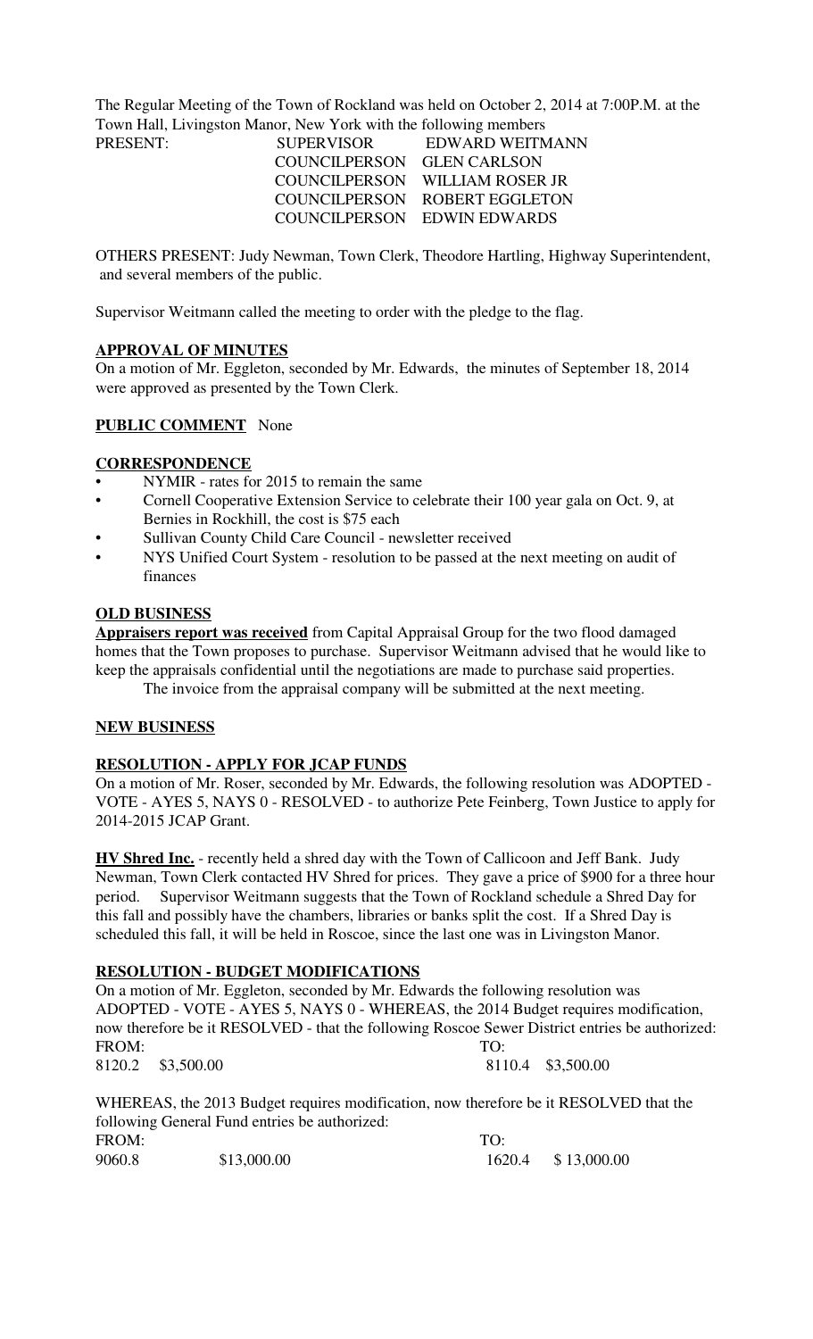The Regular Meeting of the Town of Rockland was held on October 2, 2014 at 7:00P.M. at the Town Hall, Livingston Manor, New York with the following members

| PRESENT: | SUPERVISOR | EDWARD WEITMANN |
|---|---|---|
| | COUNCILPERSON | GLEN CARLSON |
| | COUNCILPERSON | WILLIAM ROSER JR |
| | COUNCILPERSON | ROBERT EGGLETON |
| | COUNCILPERSON | EDWIN EDWARDS |

OTHERS PRESENT: Judy Newman, Town Clerk, Theodore Hartling, Highway Superintendent, and several members of the public.

Supervisor Weitmann called the meeting to order with the pledge to the flag.

**APPROVAL OF MINUTES**

On a motion of Mr. Eggleton, seconded by Mr. Edwards, the minutes of September 18, 2014 were approved as presented by the Town Clerk.

**PUBLIC COMMENT** None

**CORRESPONDENCE**

- NYMIR - rates for 2015 to remain the same
- Cornell Cooperative Extension Service to celebrate their 100 year gala on Oct. 9, at Bernies in Rockhill, the cost is $75 each
- Sullivan County Child Care Council - newsletter received
- NYS Unified Court System - resolution to be passed at the next meeting on audit of finances

**OLD BUSINESS**

**Appraisers report was received** from Capital Appraisal Group for the two flood damaged homes that the Town proposes to purchase. Supervisor Weitmann advised that he would like to keep the appraisals confidential until the negotiations are made to purchase said properties.

The invoice from the appraisal company will be submitted at the next meeting.

**NEW BUSINESS**

**RESOLUTION - APPLY FOR JCAP FUNDS**

On a motion of Mr. Roser, seconded by Mr. Edwards, the following resolution was ADOPTED - VOTE - AYES 5, NAYS 0 - RESOLVED - to authorize Pete Feinberg, Town Justice to apply for 2014-2015 JCAP Grant.

**HV Shred Inc.** - recently held a shred day with the Town of Callicoon and Jeff Bank. Judy Newman, Town Clerk contacted HV Shred for prices. They gave a price of $900 for a three hour period. Supervisor Weitmann suggests that the Town of Rockland schedule a Shred Day for this fall and possibly have the chambers, libraries or banks split the cost. If a Shred Day is scheduled this fall, it will be held in Roscoe, since the last one was in Livingston Manor.

**RESOLUTION - BUDGET MODIFICATIONS**

On a motion of Mr. Eggleton, seconded by Mr. Edwards the following resolution was ADOPTED - VOTE - AYES 5, NAYS 0 - WHEREAS, the 2014 Budget requires modification, now therefore be it RESOLVED - that the following Roscoe Sewer District entries be authorized:

| FROM: | | TO: | |
|---|---|---|---|
| 8120.2 | $3,500.00 | 8110.4 | $3,500.00 |

WHEREAS, the 2013 Budget requires modification, now therefore be it RESOLVED that the following General Fund entries be authorized:

| FROM: | | TO: | |
|---|---|---|---|
| 9060.8 | $13,000.00 | 1620.4 | $ 13,000.00 |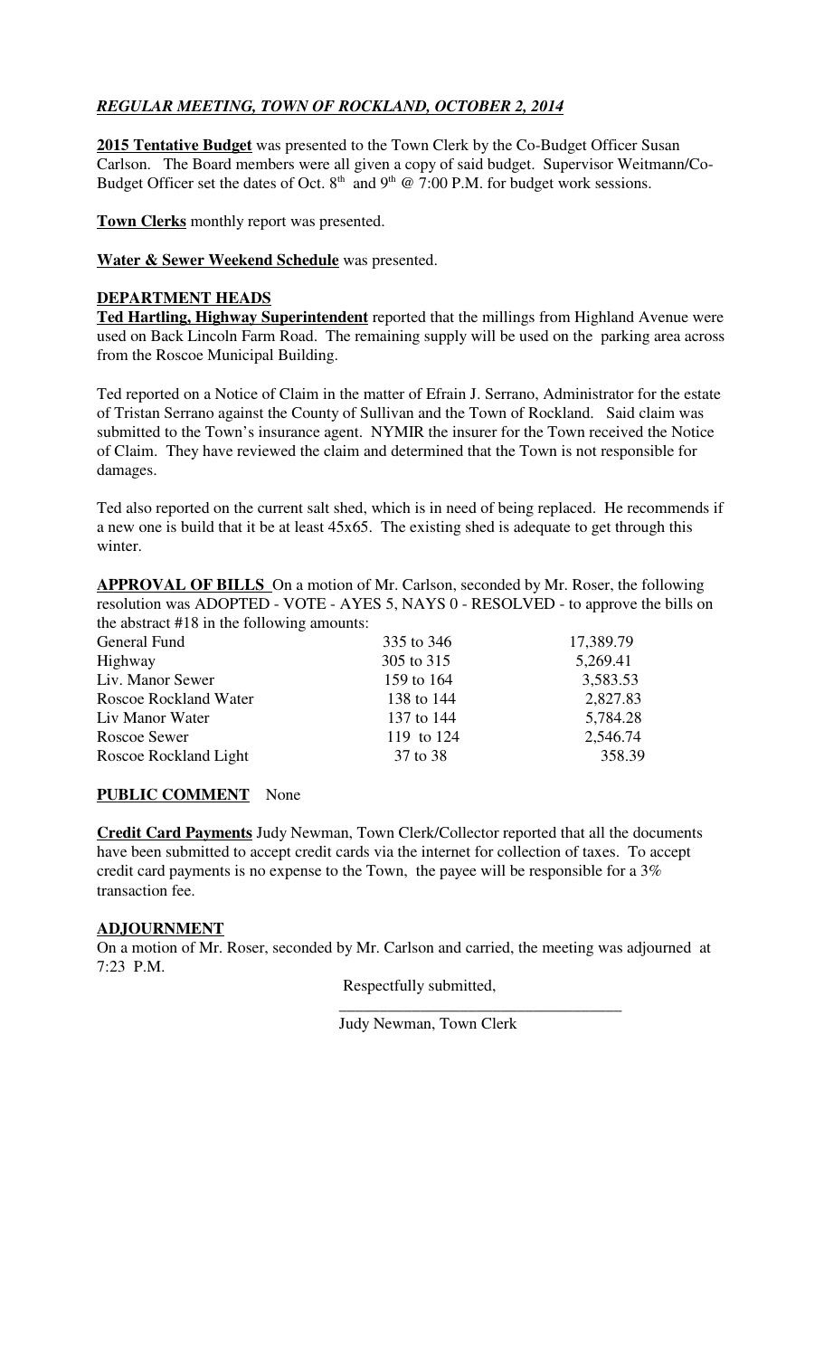***REGULAR MEETING, TOWN OF ROCKLAND, OCTOBER 2, 2014***

**2015 Tentative Budget** was presented to the Town Clerk by the Co-Budget Officer Susan Carlson. The Board members were all given a copy of said budget. Supervisor Weitmann/Co-Budget Officer set the dates of Oct. 8th and 9th @ 7:00 P.M. for budget work sessions.

**Town Clerks** monthly report was presented.

**Water & Sewer Weekend Schedule** was presented.

**DEPARTMENT HEADS**

**Ted Hartling, Highway Superintendent** reported that the millings from Highland Avenue were used on Back Lincoln Farm Road. The remaining supply will be used on the parking area across from the Roscoe Municipal Building.

Ted reported on a Notice of Claim in the matter of Efrain J. Serrano, Administrator for the estate of Tristan Serrano against the County of Sullivan and the Town of Rockland. Said claim was submitted to the Town's insurance agent. NYMIR the insurer for the Town received the Notice of Claim. They have reviewed the claim and determined that the Town is not responsible for damages.

Ted also reported on the current salt shed, which is in need of being replaced. He recommends if a new one is build that it be at least 45x65. The existing shed is adequate to get through this winter.

**APPROVAL OF BILLS** On a motion of Mr. Carlson, seconded by Mr. Roser, the following resolution was ADOPTED - VOTE - AYES 5, NAYS 0 - RESOLVED - to approve the bills on the abstract #18 in the following amounts:

| | | |
|---|---|---|
| General Fund | 335 to 346 | 17,389.79 |
| Highway | 305 to 315 | 5,269.41 |
| Liv. Manor Sewer | 159 to 164 | 3,583.53 |
| Roscoe Rockland Water | 138 to 144 | 2,827.83 |
| Liv Manor Water | 137 to 144 | 5,784.28 |
| Roscoe Sewer | 119 to 124 | 2,546.74 |
| Roscoe Rockland Light | 37 to 38 | 358.39 |

**PUBLIC COMMENT** None

**Credit Card Payments** Judy Newman, Town Clerk/Collector reported that all the documents have been submitted to accept credit cards via the internet for collection of taxes. To accept credit card payments is no expense to the Town, the payee will be responsible for a 3% transaction fee.

**ADJOURNMENT**

On a motion of Mr. Roser, seconded by Mr. Carlson and carried, the meeting was adjourned at 7:23 P.M.

Respectfully submitted,

\_\_\_\_\_\_\_\_\_\_\_\_\_\_\_\_\_\_\_\_\_\_\_\_\_\_\_\_\_\_\_\_\_\_\_

Judy Newman, Town Clerk